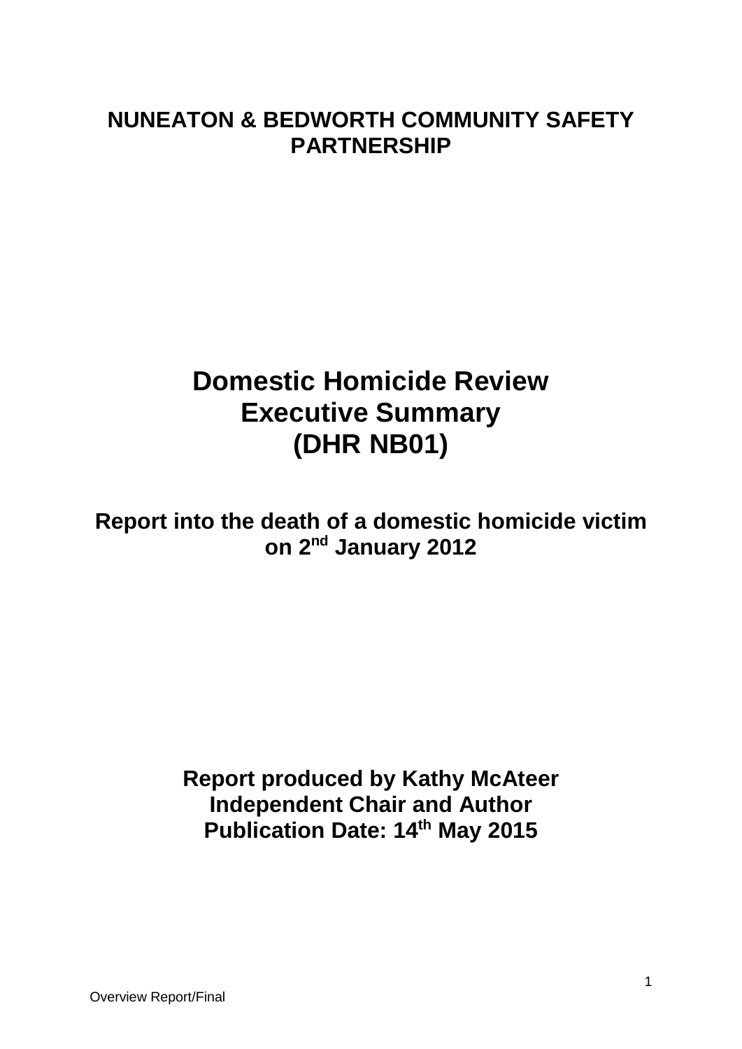**NUNEATON & BEDWORTH COMMUNITY SAFETY PARTNERSHIP**

# Domestic Homicide Review
# Executive Summary
# (DHR NB01)

## Report into the death of a domestic homicide victim on 2nd January 2012

**Report produced by Kathy McAteer**
**Independent Chair and Author**
**Publication Date: 14th May 2015**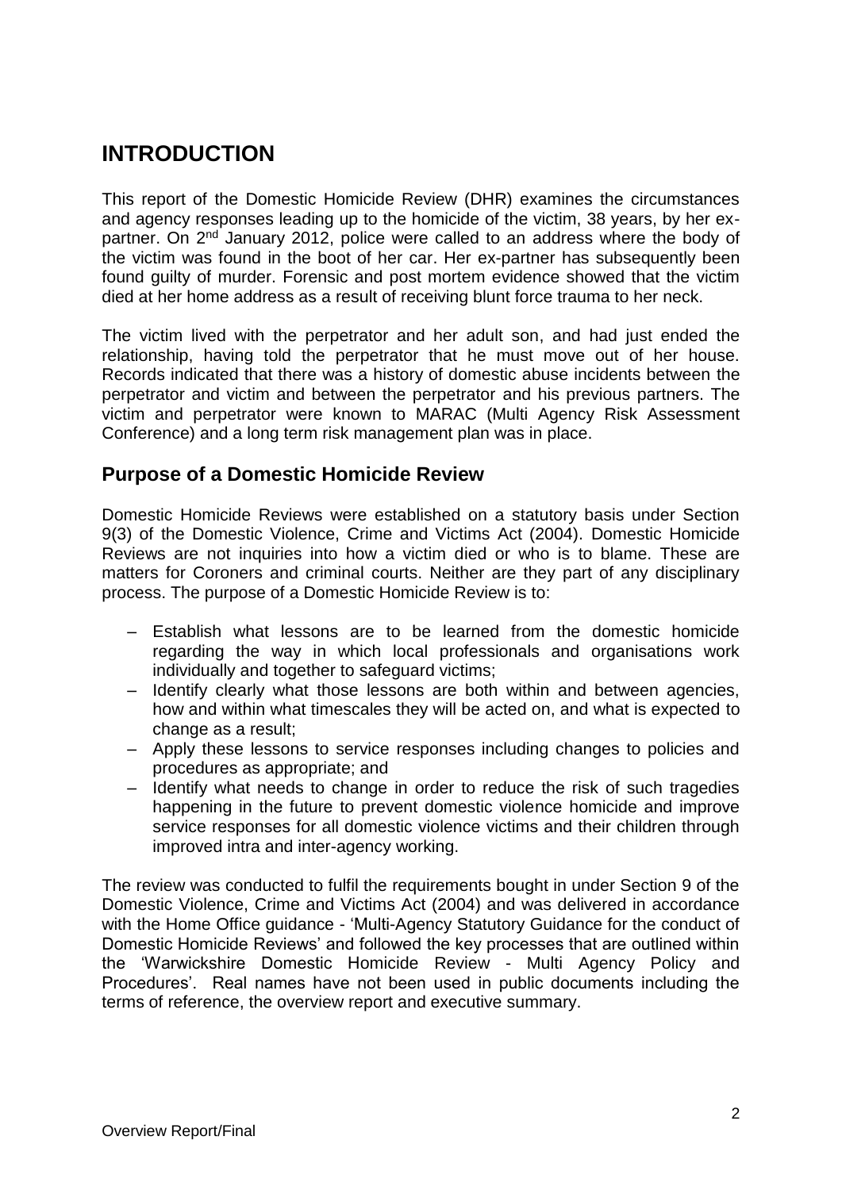# INTRODUCTION

This report of the Domestic Homicide Review (DHR) examines the circumstances and agency responses leading up to the homicide of the victim, 38 years, by her ex-partner. On 2nd January 2012, police were called to an address where the body of the victim was found in the boot of her car. Her ex-partner has subsequently been found guilty of murder. Forensic and post mortem evidence showed that the victim died at her home address as a result of receiving blunt force trauma to her neck.

The victim lived with the perpetrator and her adult son, and had just ended the relationship, having told the perpetrator that he must move out of her house. Records indicated that there was a history of domestic abuse incidents between the perpetrator and victim and between the perpetrator and his previous partners. The victim and perpetrator were known to MARAC (Multi Agency Risk Assessment Conference) and a long term risk management plan was in place.

## Purpose of a Domestic Homicide Review

Domestic Homicide Reviews were established on a statutory basis under Section 9(3) of the Domestic Violence, Crime and Victims Act (2004). Domestic Homicide Reviews are not inquiries into how a victim died or who is to blame. These are matters for Coroners and criminal courts. Neither are they part of any disciplinary process. The purpose of a Domestic Homicide Review is to:

- Establish what lessons are to be learned from the domestic homicide regarding the way in which local professionals and organisations work individually and together to safeguard victims;
- Identify clearly what those lessons are both within and between agencies, how and within what timescales they will be acted on, and what is expected to change as a result;
- Apply these lessons to service responses including changes to policies and procedures as appropriate; and
- Identify what needs to change in order to reduce the risk of such tragedies happening in the future to prevent domestic violence homicide and improve service responses for all domestic violence victims and their children through improved intra and inter-agency working.

The review was conducted to fulfil the requirements bought in under Section 9 of the Domestic Violence, Crime and Victims Act (2004) and was delivered in accordance with the Home Office guidance - 'Multi-Agency Statutory Guidance for the conduct of Domestic Homicide Reviews' and followed the key processes that are outlined within the 'Warwickshire Domestic Homicide Review - Multi Agency Policy and Procedures'. Real names have not been used in public documents including the terms of reference, the overview report and executive summary.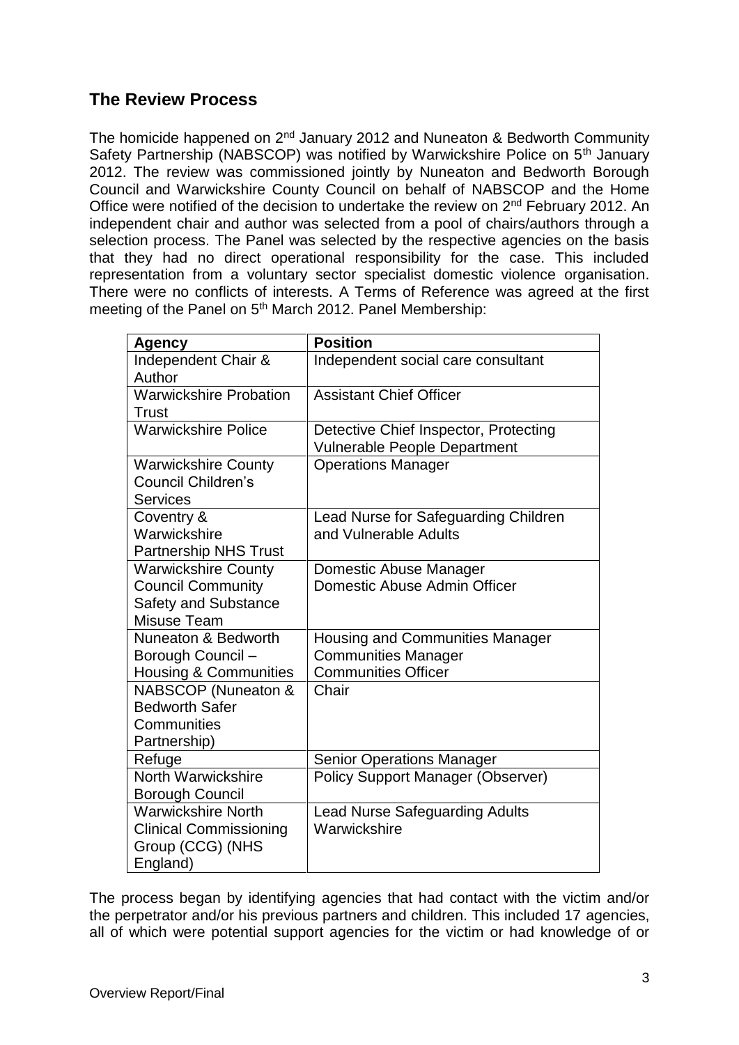## The Review Process

The homicide happened on 2nd January 2012 and Nuneaton & Bedworth Community Safety Partnership (NABSCOP) was notified by Warwickshire Police on 5th January 2012. The review was commissioned jointly by Nuneaton and Bedworth Borough Council and Warwickshire County Council on behalf of NABSCOP and the Home Office were notified of the decision to undertake the review on 2nd February 2012. An independent chair and author was selected from a pool of chairs/authors through a selection process. The Panel was selected by the respective agencies on the basis that they had no direct operational responsibility for the case. This included representation from a voluntary sector specialist domestic violence organisation. There were no conflicts of interests. A Terms of Reference was agreed at the first meeting of the Panel on 5th March 2012. Panel Membership:

| Agency | Position |
|---|---|
| Independent Chair & Author | Independent social care consultant |
| Warwickshire Probation Trust | Assistant Chief Officer |
| Warwickshire Police | Detective Chief Inspector, Protecting Vulnerable People Department |
| Warwickshire County Council Children's Services | Operations Manager |
| Coventry & Warwickshire Partnership NHS Trust | Lead Nurse for Safeguarding Children and Vulnerable Adults |
| Warwickshire County Council Community Safety and Substance Misuse Team | Domestic Abuse Manager<br>Domestic Abuse Admin Officer |
| Nuneaton & Bedworth Borough Council – Housing & Communities | Housing and Communities Manager<br>Communities Manager<br>Communities Officer |
| NABSCOP (Nuneaton & Bedworth Safer Communities Partnership) | Chair |
| Refuge | Senior Operations Manager |
| North Warwickshire Borough Council | Policy Support Manager (Observer) |
| Warwickshire North Clinical Commissioning Group (CCG) (NHS England) | Lead Nurse Safeguarding Adults Warwickshire |

The process began by identifying agencies that had contact with the victim and/or the perpetrator and/or his previous partners and children. This included 17 agencies, all of which were potential support agencies for the victim or had knowledge of or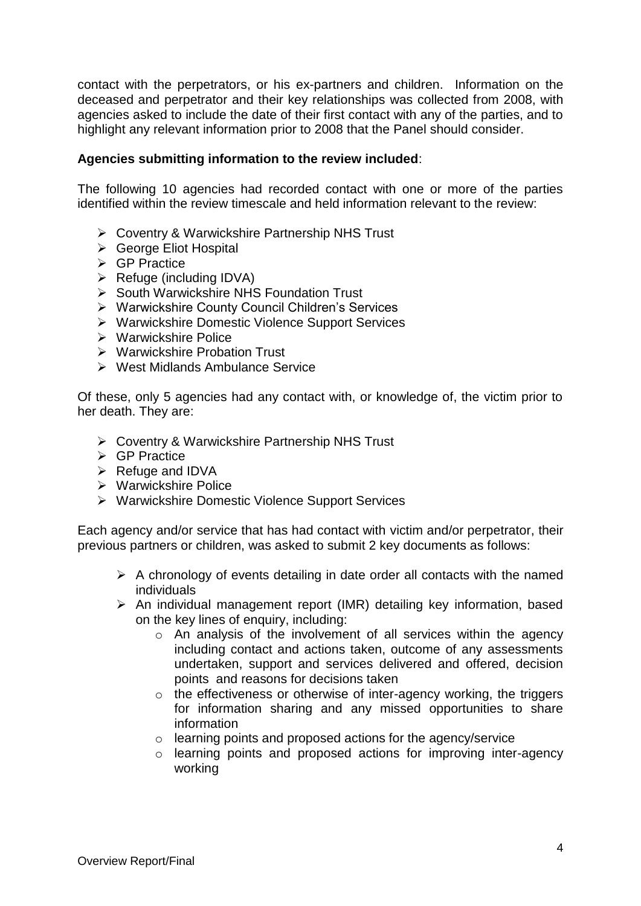contact with the perpetrators, or his ex-partners and children. Information on the deceased and perpetrator and their key relationships was collected from 2008, with agencies asked to include the date of their first contact with any of the parties, and to highlight any relevant information prior to 2008 that the Panel should consider.

**Agencies submitting information to the review included**:

The following 10 agencies had recorded contact with one or more of the parties identified within the review timescale and held information relevant to the review:

- Coventry & Warwickshire Partnership NHS Trust
- George Eliot Hospital
- GP Practice
- Refuge (including IDVA)
- South Warwickshire NHS Foundation Trust
- Warwickshire County Council Children's Services
- Warwickshire Domestic Violence Support Services
- Warwickshire Police
- Warwickshire Probation Trust
- West Midlands Ambulance Service

Of these, only 5 agencies had any contact with, or knowledge of, the victim prior to her death. They are:

- Coventry & Warwickshire Partnership NHS Trust
- GP Practice
- Refuge and IDVA
- Warwickshire Police
- Warwickshire Domestic Violence Support Services

Each agency and/or service that has had contact with victim and/or perpetrator, their previous partners or children, was asked to submit 2 key documents as follows:

- A chronology of events detailing in date order all contacts with the named individuals
- An individual management report (IMR) detailing key information, based on the key lines of enquiry, including:
  - An analysis of the involvement of all services within the agency including contact and actions taken, outcome of any assessments undertaken, support and services delivered and offered, decision points and reasons for decisions taken
  - the effectiveness or otherwise of inter-agency working, the triggers for information sharing and any missed opportunities to share information
  - learning points and proposed actions for the agency/service
  - learning points and proposed actions for improving inter-agency working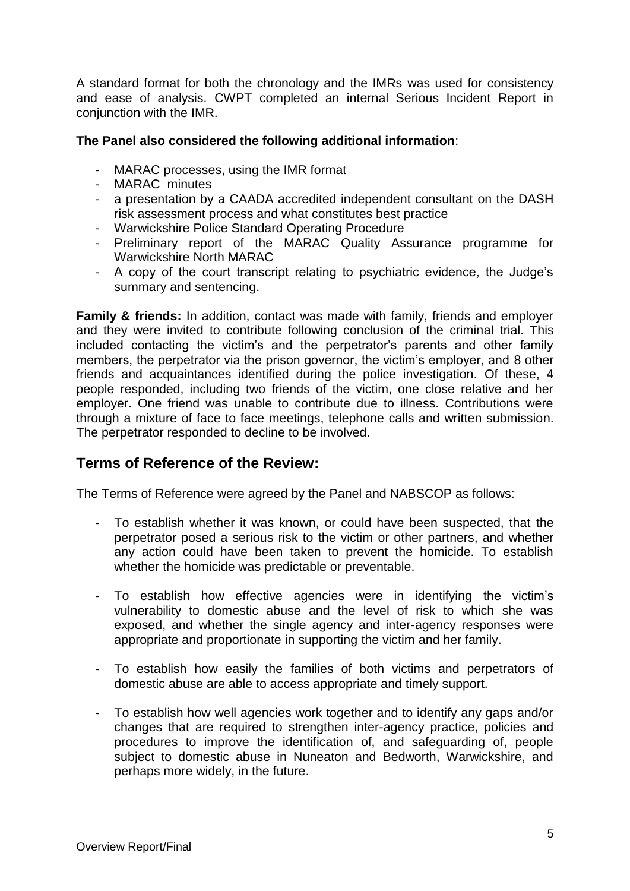A standard format for both the chronology and the IMRs was used for consistency and ease of analysis. CWPT completed an internal Serious Incident Report in conjunction with the IMR.

**The Panel also considered the following additional information**:

- MARAC processes, using the IMR format
- MARAC minutes
- a presentation by a CAADA accredited independent consultant on the DASH risk assessment process and what constitutes best practice
- Warwickshire Police Standard Operating Procedure
- Preliminary report of the MARAC Quality Assurance programme for Warwickshire North MARAC
- A copy of the court transcript relating to psychiatric evidence, the Judge's summary and sentencing.

**Family & friends:** In addition, contact was made with family, friends and employer and they were invited to contribute following conclusion of the criminal trial. This included contacting the victim's and the perpetrator's parents and other family members, the perpetrator via the prison governor, the victim's employer, and 8 other friends and acquaintances identified during the police investigation. Of these, 4 people responded, including two friends of the victim, one close relative and her employer. One friend was unable to contribute due to illness. Contributions were through a mixture of face to face meetings, telephone calls and written submission. The perpetrator responded to decline to be involved.

## Terms of Reference of the Review:

The Terms of Reference were agreed by the Panel and NABSCOP as follows:

- To establish whether it was known, or could have been suspected, that the perpetrator posed a serious risk to the victim or other partners, and whether any action could have been taken to prevent the homicide. To establish whether the homicide was predictable or preventable.
- To establish how effective agencies were in identifying the victim's vulnerability to domestic abuse and the level of risk to which she was exposed, and whether the single agency and inter-agency responses were appropriate and proportionate in supporting the victim and her family.
- To establish how easily the families of both victims and perpetrators of domestic abuse are able to access appropriate and timely support.
- To establish how well agencies work together and to identify any gaps and/or changes that are required to strengthen inter-agency practice, policies and procedures to improve the identification of, and safeguarding of, people subject to domestic abuse in Nuneaton and Bedworth, Warwickshire, and perhaps more widely, in the future.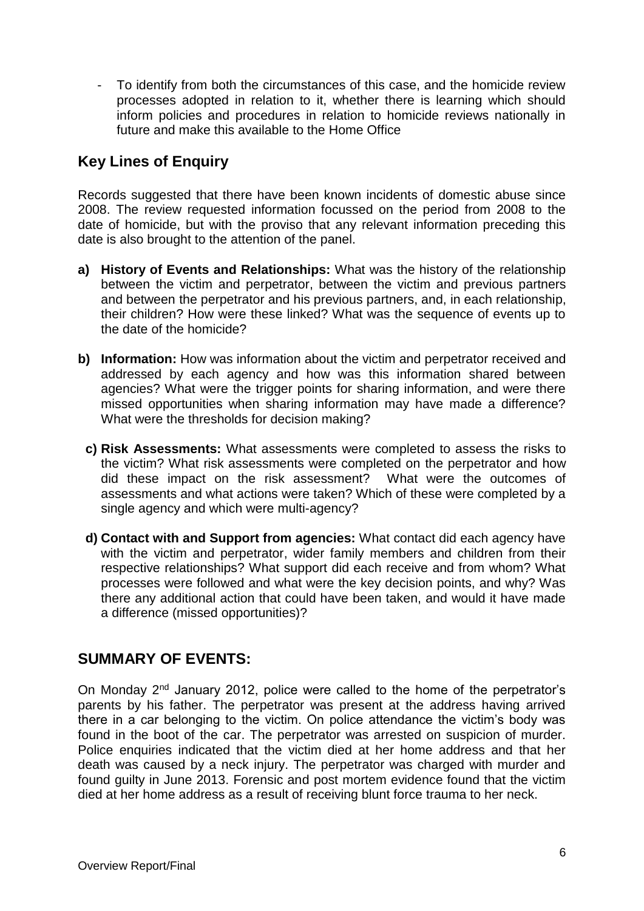- To identify from both the circumstances of this case, and the homicide review processes adopted in relation to it, whether there is learning which should inform policies and procedures in relation to homicide reviews nationally in future and make this available to the Home Office

## Key Lines of Enquiry

Records suggested that there have been known incidents of domestic abuse since 2008. The review requested information focussed on the period from 2008 to the date of homicide, but with the proviso that any relevant information preceding this date is also brought to the attention of the panel.

**a) History of Events and Relationships:** What was the history of the relationship between the victim and perpetrator, between the victim and previous partners and between the perpetrator and his previous partners, and, in each relationship, their children? How were these linked? What was the sequence of events up to the date of the homicide?

**b) Information:** How was information about the victim and perpetrator received and addressed by each agency and how was this information shared between agencies? What were the trigger points for sharing information, and were there missed opportunities when sharing information may have made a difference? What were the thresholds for decision making?

**c) Risk Assessments:** What assessments were completed to assess the risks to the victim? What risk assessments were completed on the perpetrator and how did these impact on the risk assessment? What were the outcomes of assessments and what actions were taken? Which of these were completed by a single agency and which were multi-agency?

**d) Contact with and Support from agencies:** What contact did each agency have with the victim and perpetrator, wider family members and children from their respective relationships? What support did each receive and from whom? What processes were followed and what were the key decision points, and why? Was there any additional action that could have been taken, and would it have made a difference (missed opportunities)?

## SUMMARY OF EVENTS:

On Monday 2nd January 2012, police were called to the home of the perpetrator's parents by his father. The perpetrator was present at the address having arrived there in a car belonging to the victim. On police attendance the victim's body was found in the boot of the car. The perpetrator was arrested on suspicion of murder. Police enquiries indicated that the victim died at her home address and that her death was caused by a neck injury. The perpetrator was charged with murder and found guilty in June 2013. Forensic and post mortem evidence found that the victim died at her home address as a result of receiving blunt force trauma to her neck.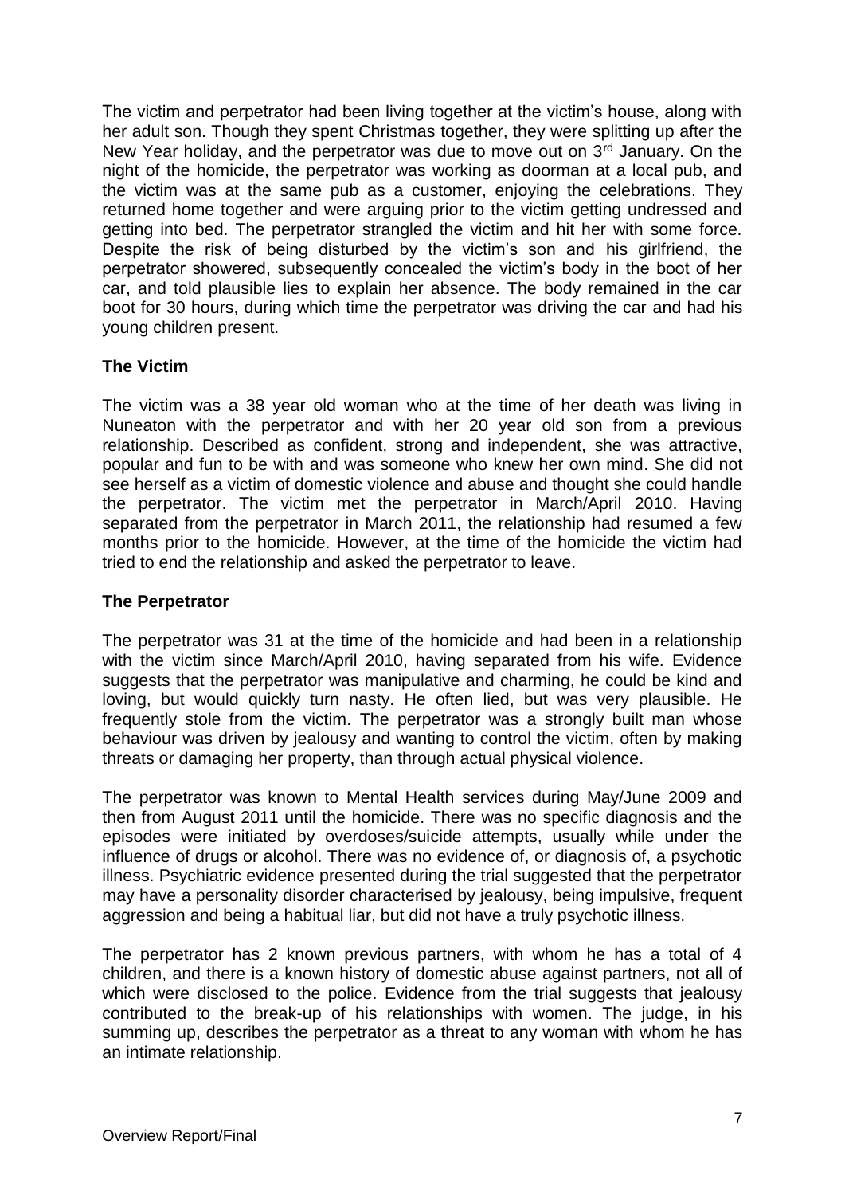The victim and perpetrator had been living together at the victim's house, along with her adult son. Though they spent Christmas together, they were splitting up after the New Year holiday, and the perpetrator was due to move out on 3rd January. On the night of the homicide, the perpetrator was working as doorman at a local pub, and the victim was at the same pub as a customer, enjoying the celebrations. They returned home together and were arguing prior to the victim getting undressed and getting into bed. The perpetrator strangled the victim and hit her with some force. Despite the risk of being disturbed by the victim's son and his girlfriend, the perpetrator showered, subsequently concealed the victim's body in the boot of her car, and told plausible lies to explain her absence. The body remained in the car boot for 30 hours, during which time the perpetrator was driving the car and had his young children present.

**The Victim**

The victim was a 38 year old woman who at the time of her death was living in Nuneaton with the perpetrator and with her 20 year old son from a previous relationship. Described as confident, strong and independent, she was attractive, popular and fun to be with and was someone who knew her own mind. She did not see herself as a victim of domestic violence and abuse and thought she could handle the perpetrator. The victim met the perpetrator in March/April 2010. Having separated from the perpetrator in March 2011, the relationship had resumed a few months prior to the homicide. However, at the time of the homicide the victim had tried to end the relationship and asked the perpetrator to leave.

**The Perpetrator**

The perpetrator was 31 at the time of the homicide and had been in a relationship with the victim since March/April 2010, having separated from his wife. Evidence suggests that the perpetrator was manipulative and charming, he could be kind and loving, but would quickly turn nasty. He often lied, but was very plausible. He frequently stole from the victim. The perpetrator was a strongly built man whose behaviour was driven by jealousy and wanting to control the victim, often by making threats or damaging her property, than through actual physical violence.

The perpetrator was known to Mental Health services during May/June 2009 and then from August 2011 until the homicide. There was no specific diagnosis and the episodes were initiated by overdoses/suicide attempts, usually while under the influence of drugs or alcohol. There was no evidence of, or diagnosis of, a psychotic illness. Psychiatric evidence presented during the trial suggested that the perpetrator may have a personality disorder characterised by jealousy, being impulsive, frequent aggression and being a habitual liar, but did not have a truly psychotic illness.

The perpetrator has 2 known previous partners, with whom he has a total of 4 children, and there is a known history of domestic abuse against partners, not all of which were disclosed to the police. Evidence from the trial suggests that jealousy contributed to the break-up of his relationships with women. The judge, in his summing up, describes the perpetrator as a threat to any woman with whom he has an intimate relationship.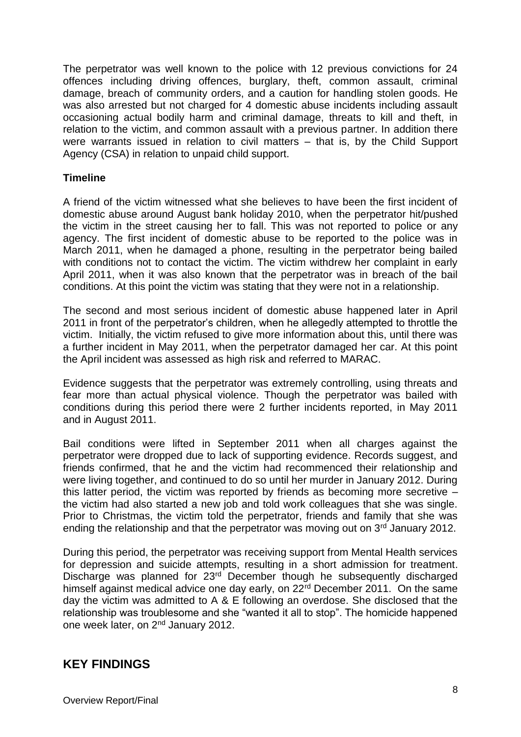The perpetrator was well known to the police with 12 previous convictions for 24 offences including driving offences, burglary, theft, common assault, criminal damage, breach of community orders, and a caution for handling stolen goods. He was also arrested but not charged for 4 domestic abuse incidents including assault occasioning actual bodily harm and criminal damage, threats to kill and theft, in relation to the victim, and common assault with a previous partner. In addition there were warrants issued in relation to civil matters – that is, by the Child Support Agency (CSA) in relation to unpaid child support.

**Timeline**

A friend of the victim witnessed what she believes to have been the first incident of domestic abuse around August bank holiday 2010, when the perpetrator hit/pushed the victim in the street causing her to fall. This was not reported to police or any agency. The first incident of domestic abuse to be reported to the police was in March 2011, when he damaged a phone, resulting in the perpetrator being bailed with conditions not to contact the victim. The victim withdrew her complaint in early April 2011, when it was also known that the perpetrator was in breach of the bail conditions. At this point the victim was stating that they were not in a relationship.

The second and most serious incident of domestic abuse happened later in April 2011 in front of the perpetrator's children, when he allegedly attempted to throttle the victim. Initially, the victim refused to give more information about this, until there was a further incident in May 2011, when the perpetrator damaged her car. At this point the April incident was assessed as high risk and referred to MARAC.

Evidence suggests that the perpetrator was extremely controlling, using threats and fear more than actual physical violence. Though the perpetrator was bailed with conditions during this period there were 2 further incidents reported, in May 2011 and in August 2011.

Bail conditions were lifted in September 2011 when all charges against the perpetrator were dropped due to lack of supporting evidence. Records suggest, and friends confirmed, that he and the victim had recommenced their relationship and were living together, and continued to do so until her murder in January 2012. During this latter period, the victim was reported by friends as becoming more secretive – the victim had also started a new job and told work colleagues that she was single. Prior to Christmas, the victim told the perpetrator, friends and family that she was ending the relationship and that the perpetrator was moving out on 3rd January 2012.

During this period, the perpetrator was receiving support from Mental Health services for depression and suicide attempts, resulting in a short admission for treatment. Discharge was planned for 23rd December though he subsequently discharged himself against medical advice one day early, on 22nd December 2011. On the same day the victim was admitted to A & E following an overdose. She disclosed that the relationship was troublesome and she "wanted it all to stop". The homicide happened one week later, on 2nd January 2012.

## KEY FINDINGS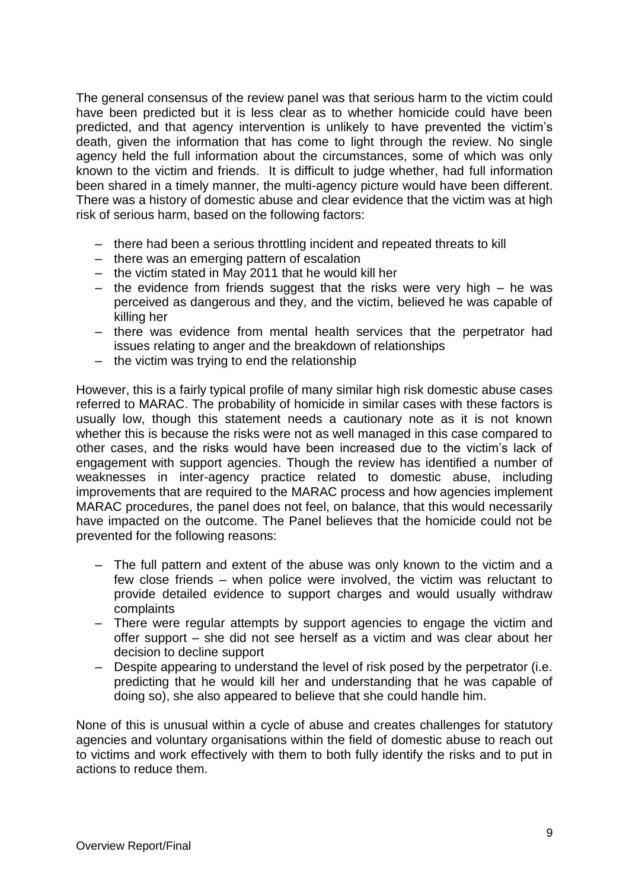The general consensus of the review panel was that serious harm to the victim could have been predicted but it is less clear as to whether homicide could have been predicted, and that agency intervention is unlikely to have prevented the victim's death, given the information that has come to light through the review. No single agency held the full information about the circumstances, some of which was only known to the victim and friends. It is difficult to judge whether, had full information been shared in a timely manner, the multi-agency picture would have been different. There was a history of domestic abuse and clear evidence that the victim was at high risk of serious harm, based on the following factors:

- there had been a serious throttling incident and repeated threats to kill
- there was an emerging pattern of escalation
- the victim stated in May 2011 that he would kill her
- the evidence from friends suggest that the risks were very high – he was perceived as dangerous and they, and the victim, believed he was capable of killing her
- there was evidence from mental health services that the perpetrator had issues relating to anger and the breakdown of relationships
- the victim was trying to end the relationship

However, this is a fairly typical profile of many similar high risk domestic abuse cases referred to MARAC. The probability of homicide in similar cases with these factors is usually low, though this statement needs a cautionary note as it is not known whether this is because the risks were not as well managed in this case compared to other cases, and the risks would have been increased due to the victim's lack of engagement with support agencies. Though the review has identified a number of weaknesses in inter-agency practice related to domestic abuse, including improvements that are required to the MARAC process and how agencies implement MARAC procedures, the panel does not feel, on balance, that this would necessarily have impacted on the outcome. The Panel believes that the homicide could not be prevented for the following reasons:

- The full pattern and extent of the abuse was only known to the victim and a few close friends – when police were involved, the victim was reluctant to provide detailed evidence to support charges and would usually withdraw complaints
- There were regular attempts by support agencies to engage the victim and offer support – she did not see herself as a victim and was clear about her decision to decline support
- Despite appearing to understand the level of risk posed by the perpetrator (i.e. predicting that he would kill her and understanding that he was capable of doing so), she also appeared to believe that she could handle him.

None of this is unusual within a cycle of abuse and creates challenges for statutory agencies and voluntary organisations within the field of domestic abuse to reach out to victims and work effectively with them to both fully identify the risks and to put in actions to reduce them.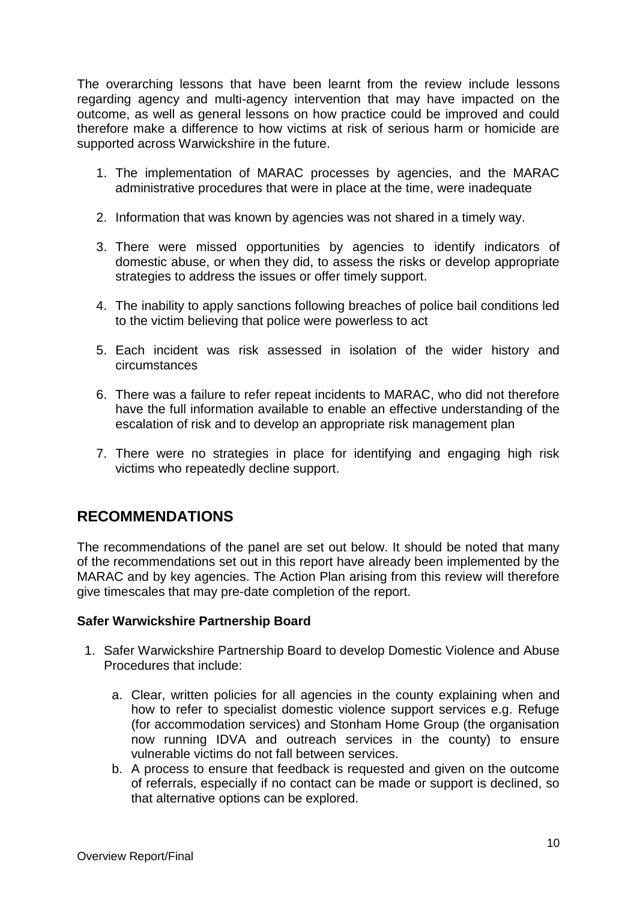The overarching lessons that have been learnt from the review include lessons regarding agency and multi-agency intervention that may have impacted on the outcome, as well as general lessons on how practice could be improved and could therefore make a difference to how victims at risk of serious harm or homicide are supported across Warwickshire in the future.

1. The implementation of MARAC processes by agencies, and the MARAC administrative procedures that were in place at the time, were inadequate
2. Information that was known by agencies was not shared in a timely way.
3. There were missed opportunities by agencies to identify indicators of domestic abuse, or when they did, to assess the risks or develop appropriate strategies to address the issues or offer timely support.
4. The inability to apply sanctions following breaches of police bail conditions led to the victim believing that police were powerless to act
5. Each incident was risk assessed in isolation of the wider history and circumstances
6. There was a failure to refer repeat incidents to MARAC, who did not therefore have the full information available to enable an effective understanding of the escalation of risk and to develop an appropriate risk management plan
7. There were no strategies in place for identifying and engaging high risk victims who repeatedly decline support.

## RECOMMENDATIONS

The recommendations of the panel are set out below. It should be noted that many of the recommendations set out in this report have already been implemented by the MARAC and by key agencies. The Action Plan arising from this review will therefore give timescales that may pre-date completion of the report.

**Safer Warwickshire Partnership Board**

1. Safer Warwickshire Partnership Board to develop Domestic Violence and Abuse Procedures that include:
   a. Clear, written policies for all agencies in the county explaining when and how to refer to specialist domestic violence support services e.g. Refuge (for accommodation services) and Stonham Home Group (the organisation now running IDVA and outreach services in the county) to ensure vulnerable victims do not fall between services.
   b. A process to ensure that feedback is requested and given on the outcome of referrals, especially if no contact can be made or support is declined, so that alternative options can be explored.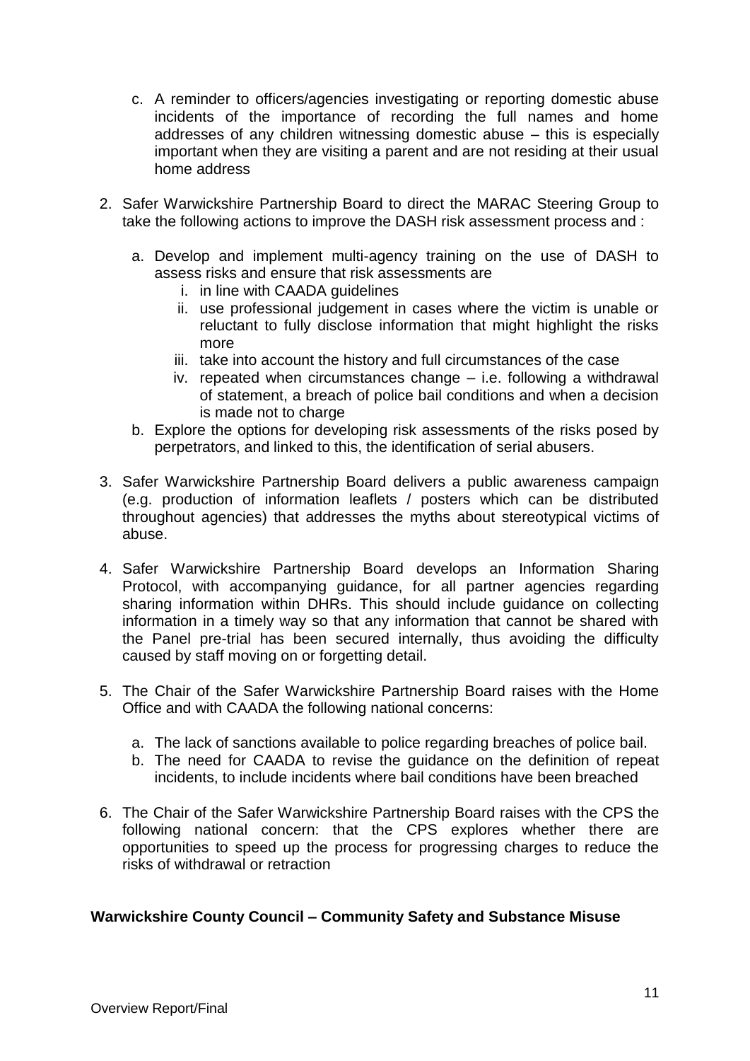c. A reminder to officers/agencies investigating or reporting domestic abuse incidents of the importance of recording the full names and home addresses of any children witnessing domestic abuse – this is especially important when they are visiting a parent and are not residing at their usual home address

2. Safer Warwickshire Partnership Board to direct the MARAC Steering Group to take the following actions to improve the DASH risk assessment process and :

   a. Develop and implement multi-agency training on the use of DASH to assess risks and ensure that risk assessments are
      i. in line with CAADA guidelines
      ii. use professional judgement in cases where the victim is unable or reluctant to fully disclose information that might highlight the risks more
      iii. take into account the history and full circumstances of the case
      iv. repeated when circumstances change – i.e. following a withdrawal of statement, a breach of police bail conditions and when a decision is made not to charge
   b. Explore the options for developing risk assessments of the risks posed by perpetrators, and linked to this, the identification of serial abusers.

3. Safer Warwickshire Partnership Board delivers a public awareness campaign (e.g. production of information leaflets / posters which can be distributed throughout agencies) that addresses the myths about stereotypical victims of abuse.

4. Safer Warwickshire Partnership Board develops an Information Sharing Protocol, with accompanying guidance, for all partner agencies regarding sharing information within DHRs. This should include guidance on collecting information in a timely way so that any information that cannot be shared with the Panel pre-trial has been secured internally, thus avoiding the difficulty caused by staff moving on or forgetting detail.

5. The Chair of the Safer Warwickshire Partnership Board raises with the Home Office and with CAADA the following national concerns:

   a. The lack of sanctions available to police regarding breaches of police bail.
   b. The need for CAADA to revise the guidance on the definition of repeat incidents, to include incidents where bail conditions have been breached

6. The Chair of the Safer Warwickshire Partnership Board raises with the CPS the following national concern: that the CPS explores whether there are opportunities to speed up the process for progressing charges to reduce the risks of withdrawal or retraction

**Warwickshire County Council – Community Safety and Substance Misuse**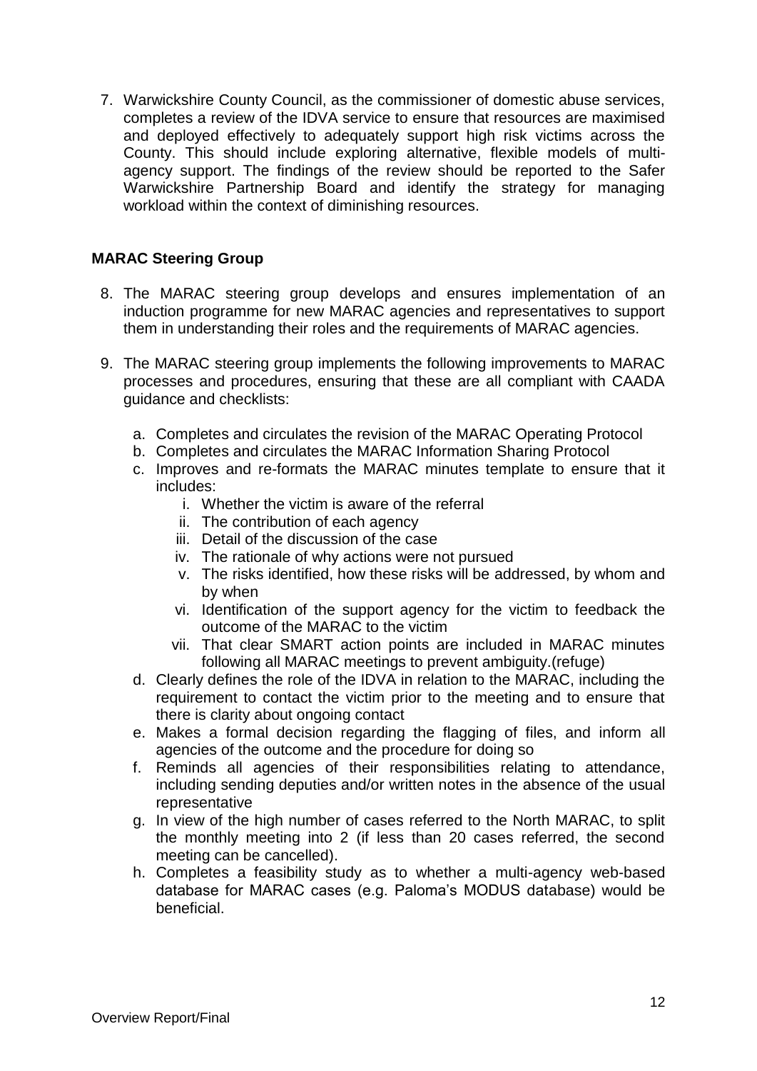7. Warwickshire County Council, as the commissioner of domestic abuse services, completes a review of the IDVA service to ensure that resources are maximised and deployed effectively to adequately support high risk victims across the County. This should include exploring alternative, flexible models of multi-agency support. The findings of the review should be reported to the Safer Warwickshire Partnership Board and identify the strategy for managing workload within the context of diminishing resources.

**MARAC Steering Group**

8. The MARAC steering group develops and ensures implementation of an induction programme for new MARAC agencies and representatives to support them in understanding their roles and the requirements of MARAC agencies.

9. The MARAC steering group implements the following improvements to MARAC processes and procedures, ensuring that these are all compliant with CAADA guidance and checklists:

   a. Completes and circulates the revision of the MARAC Operating Protocol
   b. Completes and circulates the MARAC Information Sharing Protocol
   c. Improves and re-formats the MARAC minutes template to ensure that it includes:
      i. Whether the victim is aware of the referral
      ii. The contribution of each agency
      iii. Detail of the discussion of the case
      iv. The rationale of why actions were not pursued
      v. The risks identified, how these risks will be addressed, by whom and by when
      vi. Identification of the support agency for the victim to feedback the outcome of the MARAC to the victim
      vii. That clear SMART action points are included in MARAC minutes following all MARAC meetings to prevent ambiguity.(refuge)
   d. Clearly defines the role of the IDVA in relation to the MARAC, including the requirement to contact the victim prior to the meeting and to ensure that there is clarity about ongoing contact
   e. Makes a formal decision regarding the flagging of files, and inform all agencies of the outcome and the procedure for doing so
   f. Reminds all agencies of their responsibilities relating to attendance, including sending deputies and/or written notes in the absence of the usual representative
   g. In view of the high number of cases referred to the North MARAC, to split the monthly meeting into 2 (if less than 20 cases referred, the second meeting can be cancelled).
   h. Completes a feasibility study as to whether a multi-agency web-based database for MARAC cases (e.g. Paloma's MODUS database) would be beneficial.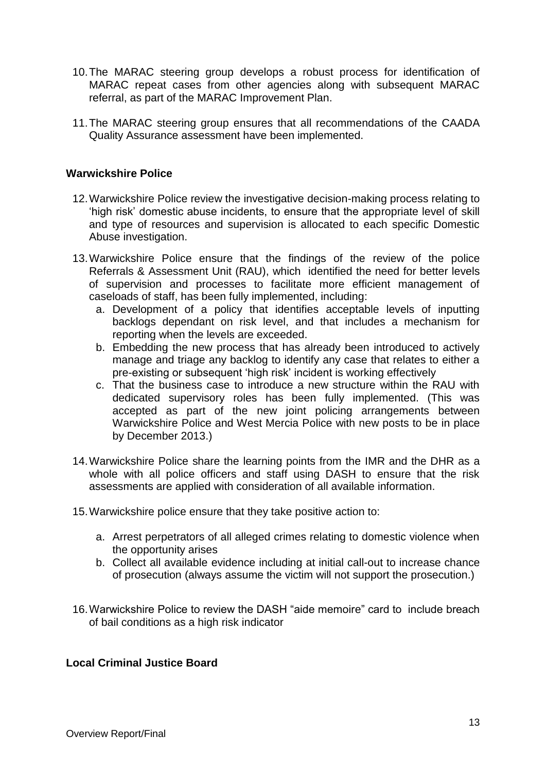10. The MARAC steering group develops a robust process for identification of MARAC repeat cases from other agencies along with subsequent MARAC referral, as part of the MARAC Improvement Plan.

11. The MARAC steering group ensures that all recommendations of the CAADA Quality Assurance assessment have been implemented.

**Warwickshire Police**

12. Warwickshire Police review the investigative decision-making process relating to 'high risk' domestic abuse incidents, to ensure that the appropriate level of skill and type of resources and supervision is allocated to each specific Domestic Abuse investigation.

13. Warwickshire Police ensure that the findings of the review of the police Referrals & Assessment Unit (RAU), which identified the need for better levels of supervision and processes to facilitate more efficient management of caseloads of staff, has been fully implemented, including:
    a. Development of a policy that identifies acceptable levels of inputting backlogs dependant on risk level, and that includes a mechanism for reporting when the levels are exceeded.
    b. Embedding the new process that has already been introduced to actively manage and triage any backlog to identify any case that relates to either a pre-existing or subsequent 'high risk' incident is working effectively
    c. That the business case to introduce a new structure within the RAU with dedicated supervisory roles has been fully implemented. (This was accepted as part of the new joint policing arrangements between Warwickshire Police and West Mercia Police with new posts to be in place by December 2013.)

14. Warwickshire Police share the learning points from the IMR and the DHR as a whole with all police officers and staff using DASH to ensure that the risk assessments are applied with consideration of all available information.

15. Warwickshire police ensure that they take positive action to:

    a. Arrest perpetrators of all alleged crimes relating to domestic violence when the opportunity arises
    b. Collect all available evidence including at initial call-out to increase chance of prosecution (always assume the victim will not support the prosecution.)

16. Warwickshire Police to review the DASH "aide memoire" card to include breach of bail conditions as a high risk indicator

**Local Criminal Justice Board**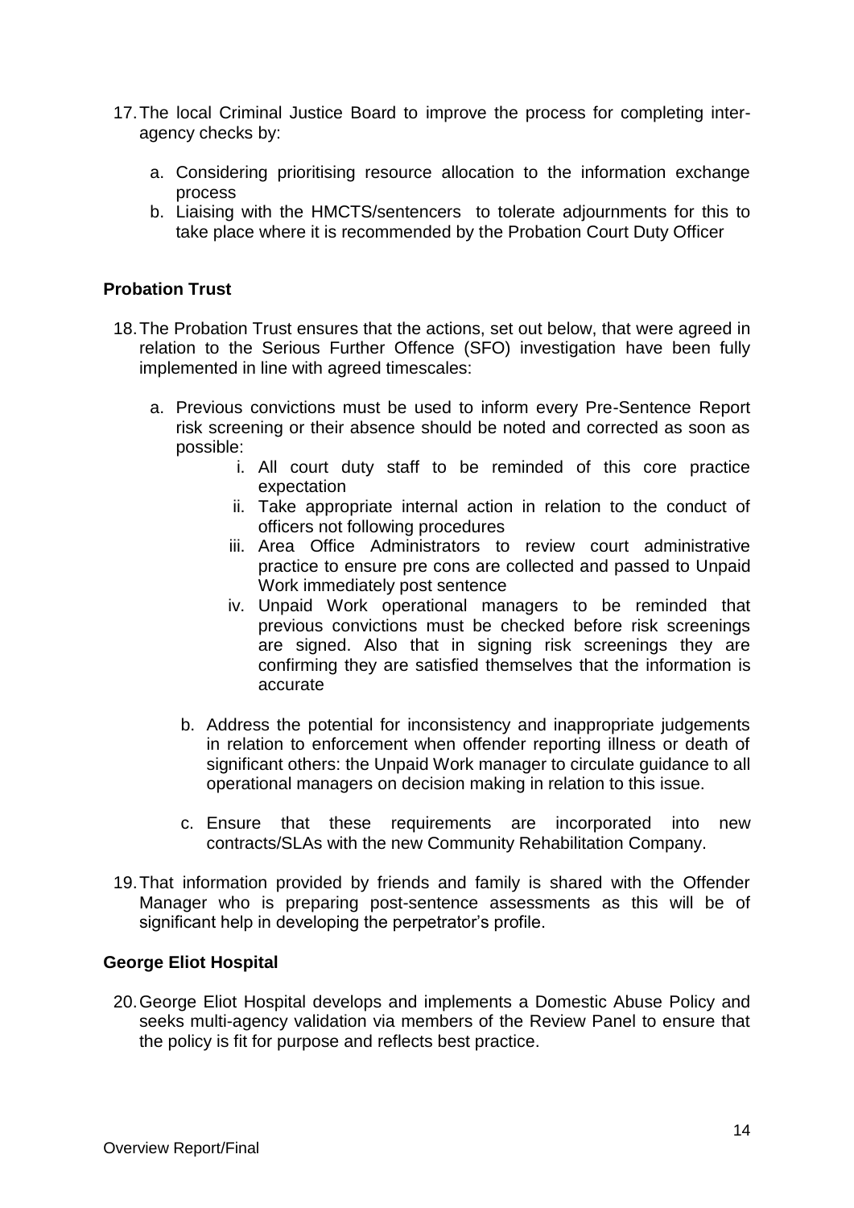17. The local Criminal Justice Board to improve the process for completing inter-agency checks by:

    a. Considering prioritising resource allocation to the information exchange process
    b. Liaising with the HMCTS/sentencers to tolerate adjournments for this to take place where it is recommended by the Probation Court Duty Officer

**Probation Trust**

18. The Probation Trust ensures that the actions, set out below, that were agreed in relation to the Serious Further Offence (SFO) investigation have been fully implemented in line with agreed timescales:

    a. Previous convictions must be used to inform every Pre-Sentence Report risk screening or their absence should be noted and corrected as soon as possible:
        i. All court duty staff to be reminded of this core practice expectation
        ii. Take appropriate internal action in relation to the conduct of officers not following procedures
        iii. Area Office Administrators to review court administrative practice to ensure pre cons are collected and passed to Unpaid Work immediately post sentence
        iv. Unpaid Work operational managers to be reminded that previous convictions must be checked before risk screenings are signed. Also that in signing risk screenings they are confirming they are satisfied themselves that the information is accurate

    b. Address the potential for inconsistency and inappropriate judgements in relation to enforcement when offender reporting illness or death of significant others: the Unpaid Work manager to circulate guidance to all operational managers on decision making in relation to this issue.

    c. Ensure that these requirements are incorporated into new contracts/SLAs with the new Community Rehabilitation Company.

19. That information provided by friends and family is shared with the Offender Manager who is preparing post-sentence assessments as this will be of significant help in developing the perpetrator's profile.

**George Eliot Hospital**

20. George Eliot Hospital develops and implements a Domestic Abuse Policy and seeks multi-agency validation via members of the Review Panel to ensure that the policy is fit for purpose and reflects best practice.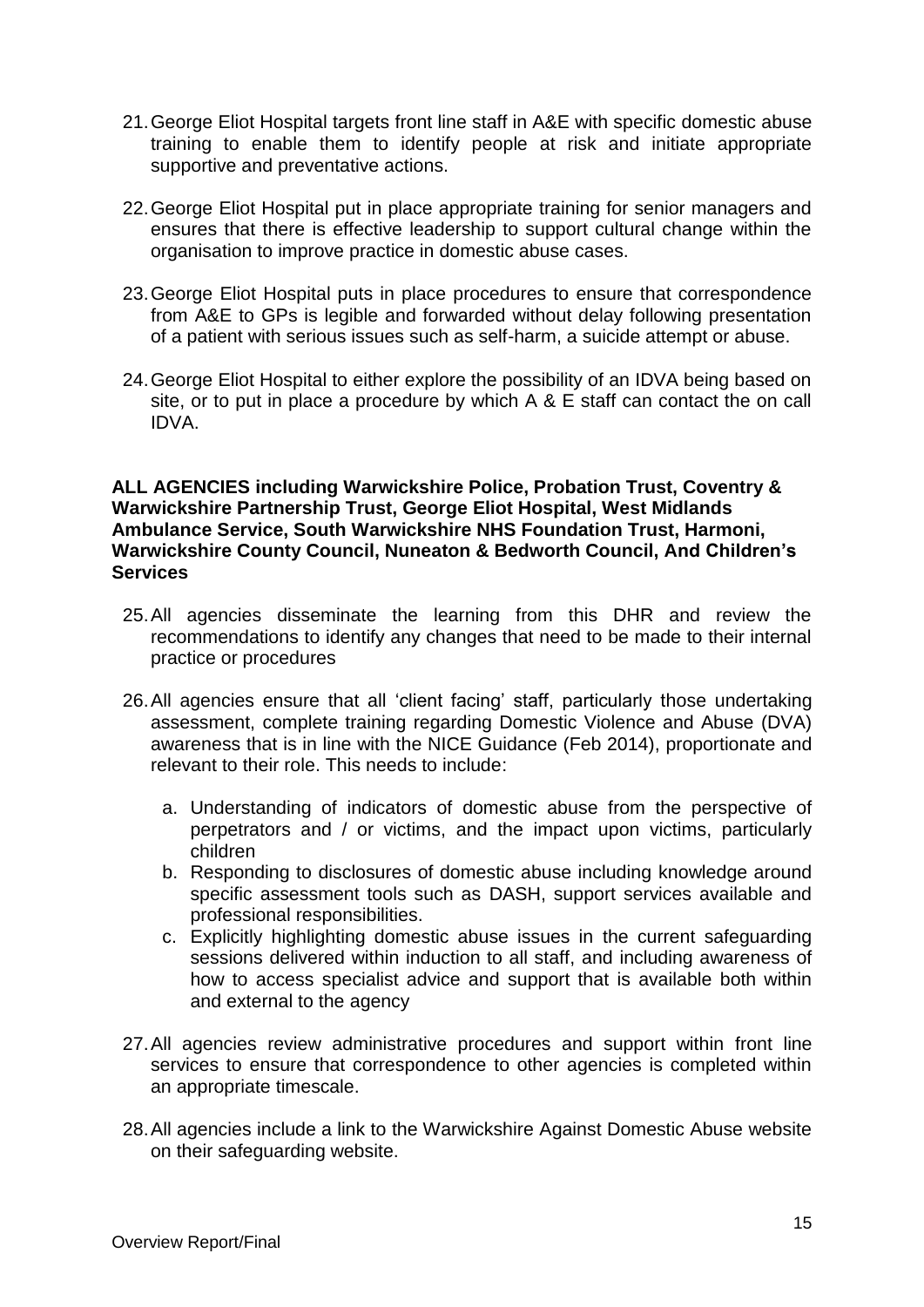21. George Eliot Hospital targets front line staff in A&E with specific domestic abuse training to enable them to identify people at risk and initiate appropriate supportive and preventative actions.

22. George Eliot Hospital put in place appropriate training for senior managers and ensures that there is effective leadership to support cultural change within the organisation to improve practice in domestic abuse cases.

23. George Eliot Hospital puts in place procedures to ensure that correspondence from A&E to GPs is legible and forwarded without delay following presentation of a patient with serious issues such as self-harm, a suicide attempt or abuse.

24. George Eliot Hospital to either explore the possibility of an IDVA being based on site, or to put in place a procedure by which A & E staff can contact the on call IDVA.

**ALL AGENCIES including Warwickshire Police, Probation Trust, Coventry & Warwickshire Partnership Trust, George Eliot Hospital, West Midlands Ambulance Service, South Warwickshire NHS Foundation Trust, Harmoni, Warwickshire County Council, Nuneaton & Bedworth Council, And Children's Services**

25. All agencies disseminate the learning from this DHR and review the recommendations to identify any changes that need to be made to their internal practice or procedures

26. All agencies ensure that all 'client facing' staff, particularly those undertaking assessment, complete training regarding Domestic Violence and Abuse (DVA) awareness that is in line with the NICE Guidance (Feb 2014), proportionate and relevant to their role. This needs to include:

    a. Understanding of indicators of domestic abuse from the perspective of perpetrators and / or victims, and the impact upon victims, particularly children
    b. Responding to disclosures of domestic abuse including knowledge around specific assessment tools such as DASH, support services available and professional responsibilities.
    c. Explicitly highlighting domestic abuse issues in the current safeguarding sessions delivered within induction to all staff, and including awareness of how to access specialist advice and support that is available both within and external to the agency

27. All agencies review administrative procedures and support within front line services to ensure that correspondence to other agencies is completed within an appropriate timescale.

28. All agencies include a link to the Warwickshire Against Domestic Abuse website on their safeguarding website.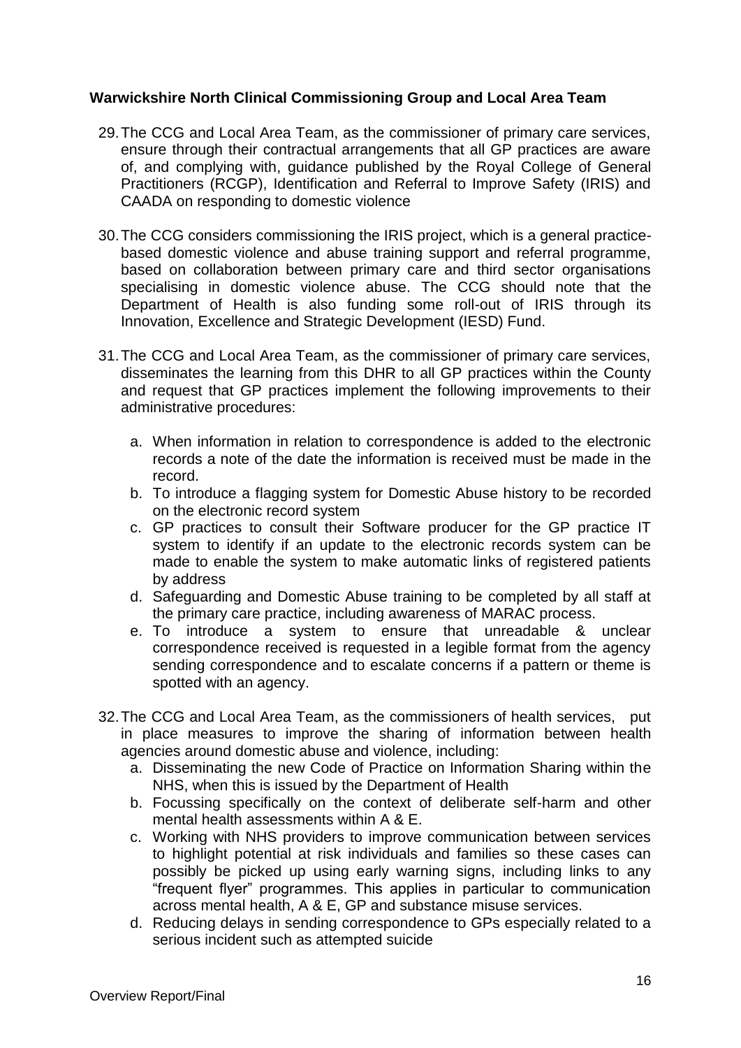**Warwickshire North Clinical Commissioning Group and Local Area Team**

29. The CCG and Local Area Team, as the commissioner of primary care services, ensure through their contractual arrangements that all GP practices are aware of, and complying with, guidance published by the Royal College of General Practitioners (RCGP), Identification and Referral to Improve Safety (IRIS) and CAADA on responding to domestic violence

30. The CCG considers commissioning the IRIS project, which is a general practice-based domestic violence and abuse training support and referral programme, based on collaboration between primary care and third sector organisations specialising in domestic violence abuse. The CCG should note that the Department of Health is also funding some roll-out of IRIS through its Innovation, Excellence and Strategic Development (IESD) Fund.

31. The CCG and Local Area Team, as the commissioner of primary care services, disseminates the learning from this DHR to all GP practices within the County and request that GP practices implement the following improvements to their administrative procedures:

    a. When information in relation to correspondence is added to the electronic records a note of the date the information is received must be made in the record.
    b. To introduce a flagging system for Domestic Abuse history to be recorded on the electronic record system
    c. GP practices to consult their Software producer for the GP practice IT system to identify if an update to the electronic records system can be made to enable the system to make automatic links of registered patients by address
    d. Safeguarding and Domestic Abuse training to be completed by all staff at the primary care practice, including awareness of MARAC process.
    e. To introduce a system to ensure that unreadable & unclear correspondence received is requested in a legible format from the agency sending correspondence and to escalate concerns if a pattern or theme is spotted with an agency.

32. The CCG and Local Area Team, as the commissioners of health services, put in place measures to improve the sharing of information between health agencies around domestic abuse and violence, including:
    a. Disseminating the new Code of Practice on Information Sharing within the NHS, when this is issued by the Department of Health
    b. Focussing specifically on the context of deliberate self-harm and other mental health assessments within A & E.
    c. Working with NHS providers to improve communication between services to highlight potential at risk individuals and families so these cases can possibly be picked up using early warning signs, including links to any "frequent flyer" programmes. This applies in particular to communication across mental health, A & E, GP and substance misuse services.
    d. Reducing delays in sending correspondence to GPs especially related to a serious incident such as attempted suicide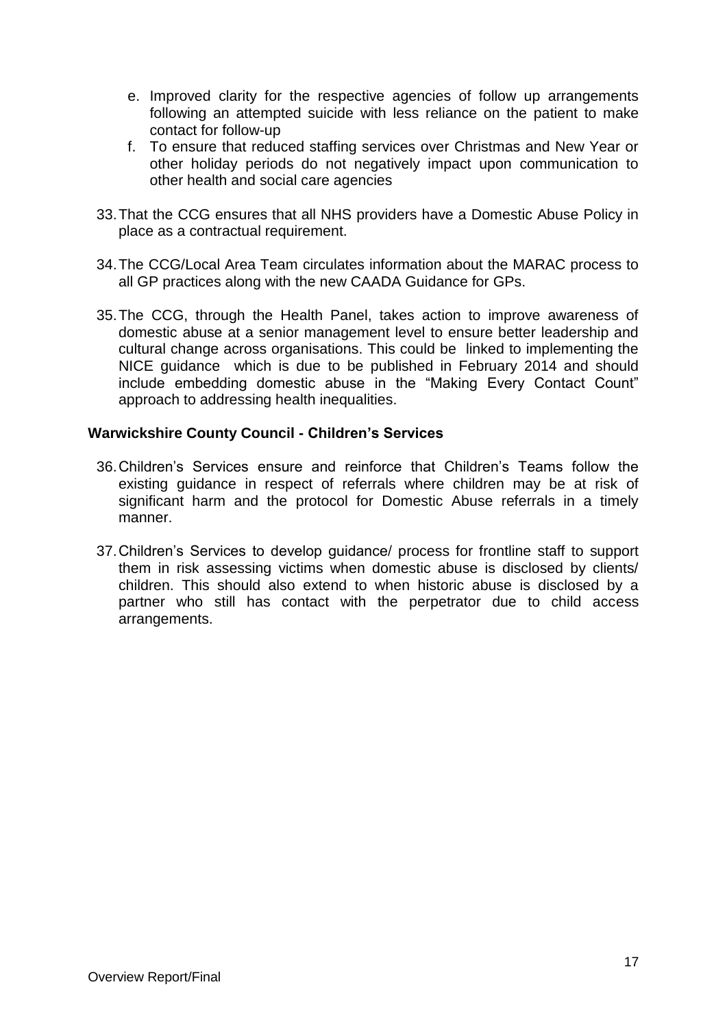e. Improved clarity for the respective agencies of follow up arrangements following an attempted suicide with less reliance on the patient to make contact for follow-up
f. To ensure that reduced staffing services over Christmas and New Year or other holiday periods do not negatively impact upon communication to other health and social care agencies

33. That the CCG ensures that all NHS providers have a Domestic Abuse Policy in place as a contractual requirement.

34. The CCG/Local Area Team circulates information about the MARAC process to all GP practices along with the new CAADA Guidance for GPs.

35. The CCG, through the Health Panel, takes action to improve awareness of domestic abuse at a senior management level to ensure better leadership and cultural change across organisations. This could be linked to implementing the NICE guidance which is due to be published in February 2014 and should include embedding domestic abuse in the "Making Every Contact Count" approach to addressing health inequalities.

**Warwickshire County Council - Children's Services**

36. Children's Services ensure and reinforce that Children's Teams follow the existing guidance in respect of referrals where children may be at risk of significant harm and the protocol for Domestic Abuse referrals in a timely manner.

37. Children's Services to develop guidance/ process for frontline staff to support them in risk assessing victims when domestic abuse is disclosed by clients/ children. This should also extend to when historic abuse is disclosed by a partner who still has contact with the perpetrator due to child access arrangements.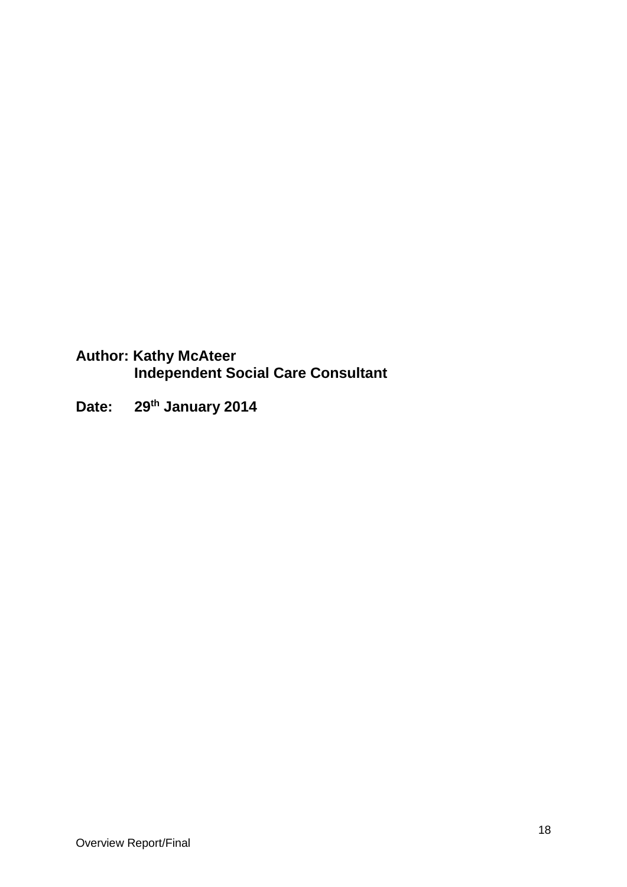**Author: Kathy McAteer**
**Independent Social Care Consultant**

**Date: 29th January 2014**